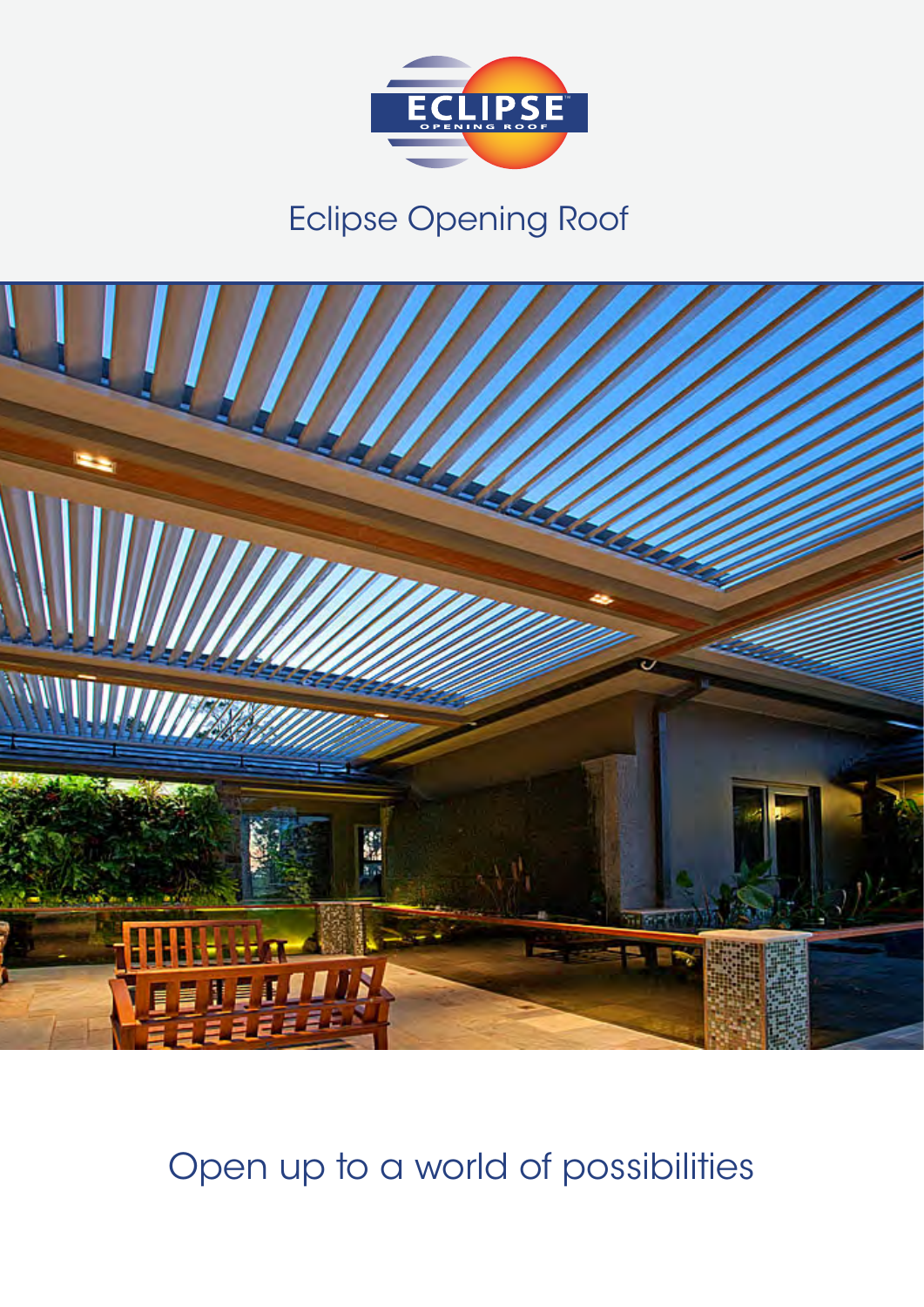# Eclipse Opening Roof

Open up to a world of possibilities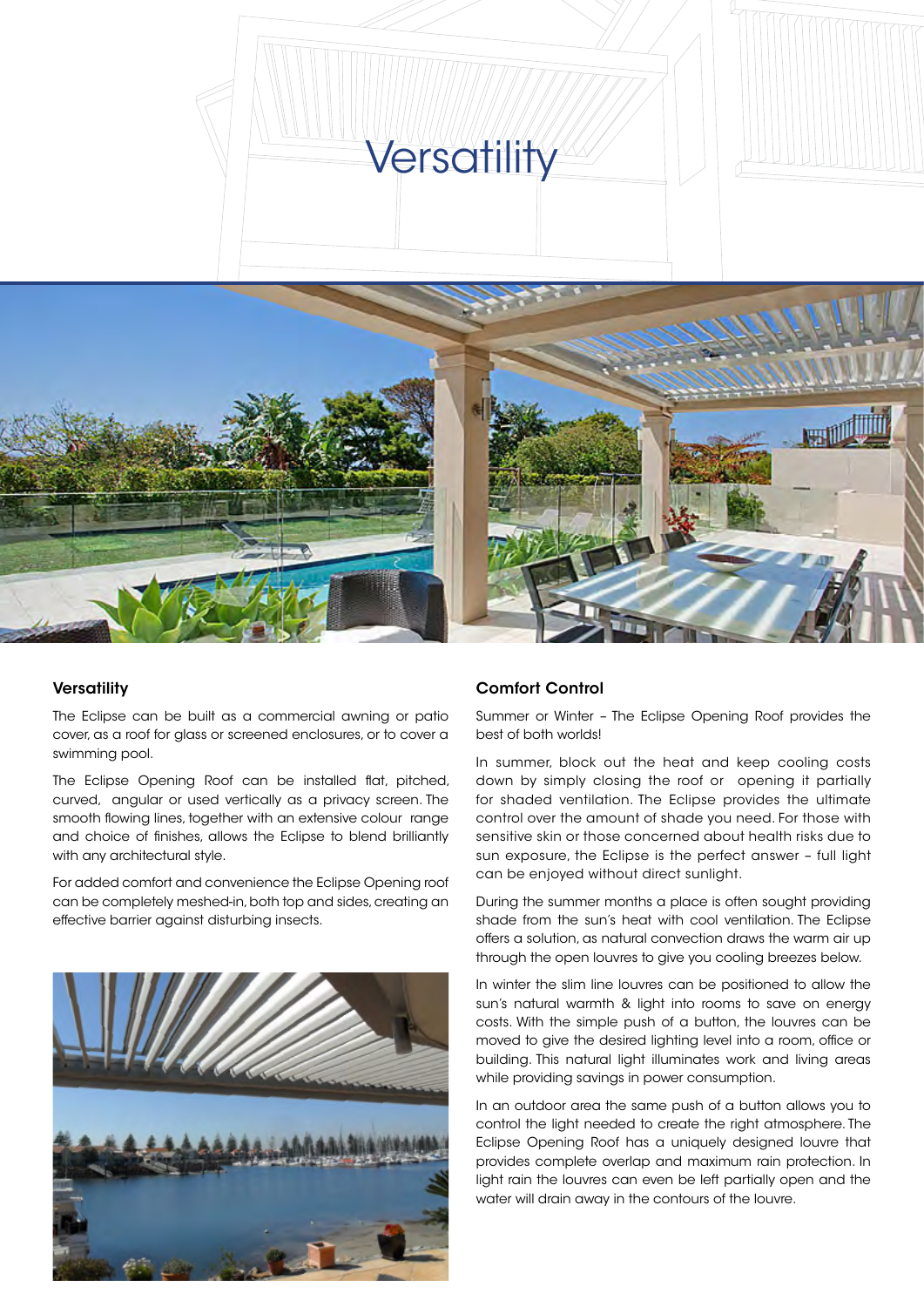# Versatility

## Versatility

The Eclipse can be built as a commercial awning or patio cover, as a roof for glass or screened enclosures, or to cover a swimming pool.

The Eclipse Opening Roof can be installed flat, pitched, curved, angular or used vertically as a privacy screen. The smooth flowing lines, together with an extensive colour range and choice of finishes, allows the Eclipse to blend brilliantly with any architectural style.

For added comfort and convenience the Eclipse Opening roof can be completely meshed-in, both top and sides, creating an effective barrier against disturbing insects.

## Comfort Control

Summer or Winter – The Eclipse Opening Roof provides the best of both worlds!

In summer, block out the heat and keep cooling costs down by simply closing the roof or opening it partially for shaded ventilation. The Eclipse provides the ultimate control over the amount of shade you need. For those with sensitive skin or those concerned about health risks due to sun exposure, the Eclipse is the perfect answer – full light can be enjoyed without direct sunlight.

During the summer months a place is often sought providing shade from the sun's heat with cool ventilation. The Eclipse offers a solution, as natural convection draws the warm air up through the open louvres to give you cooling breezes below.

In winter the slim line louvres can be positioned to allow the sun's natural warmth & light into rooms to save on energy costs. With the simple push of a button, the louvres can be moved to give the desired lighting level into a room, office or building. This natural light illuminates work and living areas while providing savings in power consumption.

In an outdoor area the same push of a button allows you to control the light needed to create the right atmosphere. The Eclipse Opening Roof has a uniquely designed louvre that provides complete overlap and maximum rain protection. In light rain the louvres can even be left partially open and the water will drain away in the contours of the louvre.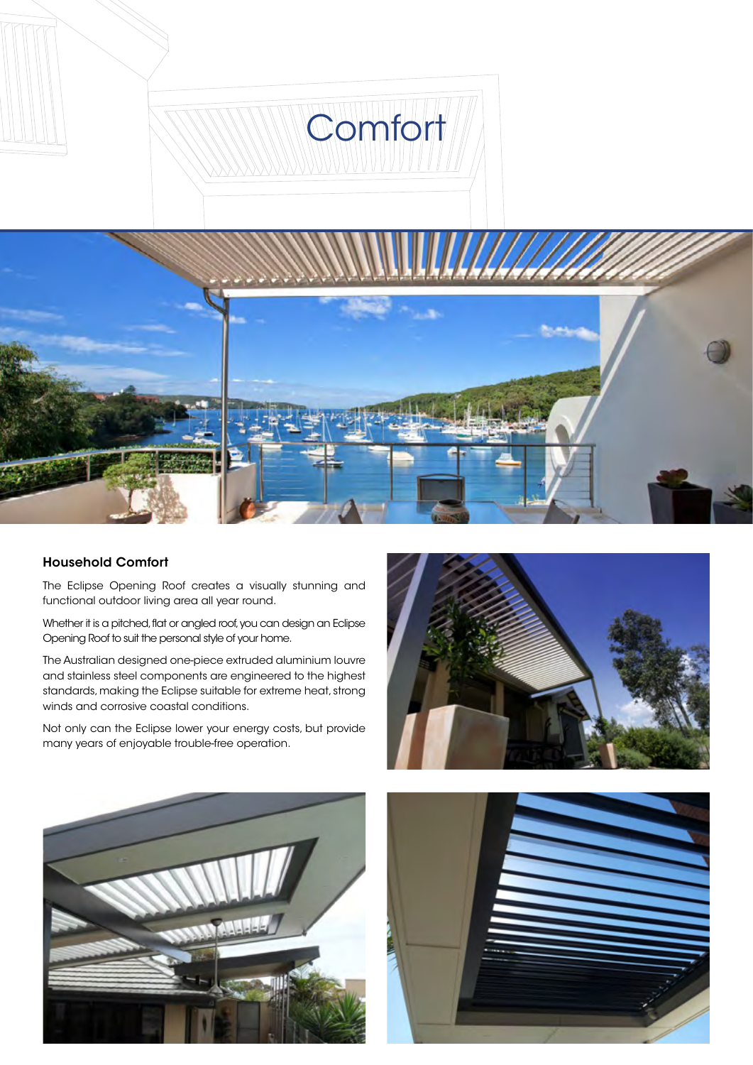# Comfort

## Household Comfort

The Eclipse Opening Roof creates a visually stunning and functional outdoor living area all year round.

Whether it is a pitched, flat or angled roof, you can design an Eclipse Opening Roof to suit the personal style of your home.

The Australian designed one-piece extruded aluminium louvre and stainless steel components are engineered to the highest standards, making the Eclipse suitable for extreme heat, strong winds and corrosive coastal conditions.

Not only can the Eclipse lower your energy costs, but provide many years of enjoyable trouble-free operation.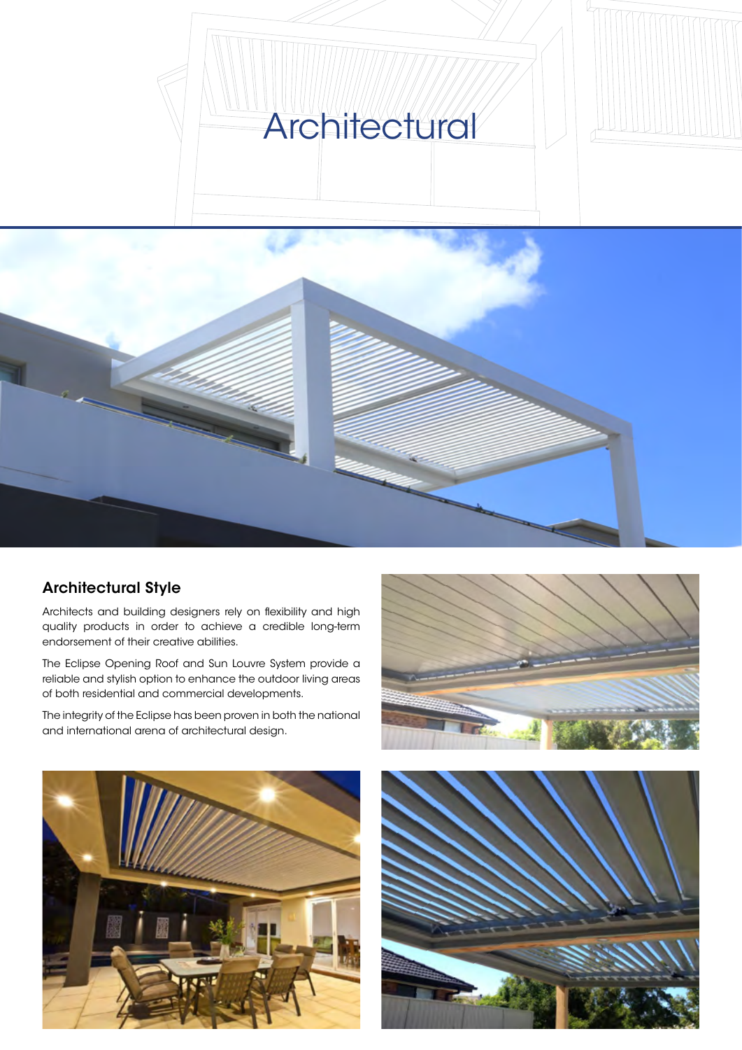# Architectural

## Architectural Style

Architects and building designers rely on flexibility and high quality products in order to achieve a credible long-term endorsement of their creative abilities.

The Eclipse Opening Roof and Sun Louvre System provide a reliable and stylish option to enhance the outdoor living areas of both residential and commercial developments.

The integrity of the Eclipse has been proven in both the national and international arena of architectural design.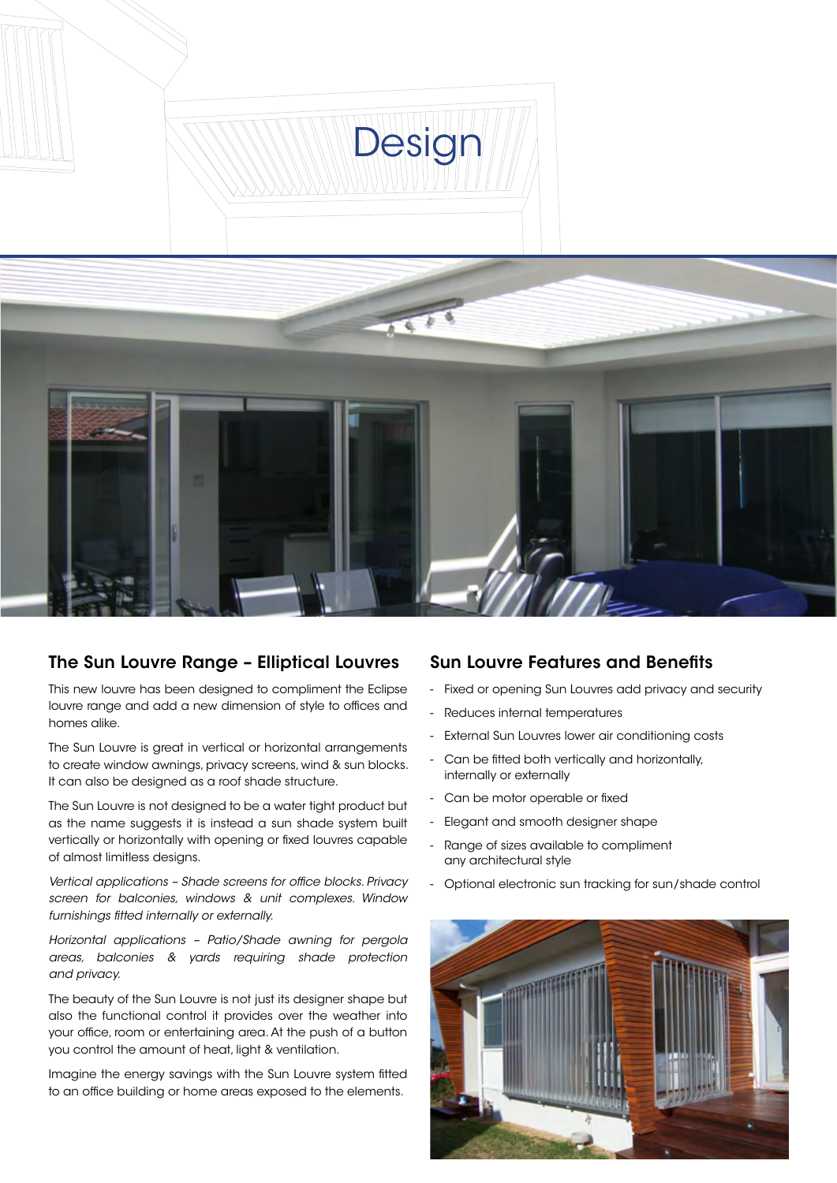# Design

## The Sun Louvre Range – Elliptical Louvres

This new louvre has been designed to compliment the Eclipse louvre range and add a new dimension of style to offices and homes alike.

The Sun Louvre is great in vertical or horizontal arrangements to create window awnings, privacy screens, wind & sun blocks. It can also be designed as a roof shade structure.

The Sun Louvre is not designed to be a water tight product but as the name suggests it is instead a sun shade system built vertically or horizontally with opening or fixed louvres capable of almost limitless designs.

*Vertical applications – Shade screens for office blocks. Privacy screen for balconies, windows & unit complexes. Window furnishings fitted internally or externally.*

*Horizontal applications – Patio/Shade awning for pergola areas, balconies & yards requiring shade protection and privacy.*

The beauty of the Sun Louvre is not just its designer shape but also the functional control it provides over the weather into your office, room or entertaining area. At the push of a button you control the amount of heat, light & ventilation.

Imagine the energy savings with the Sun Louvre system fitted to an office building or home areas exposed to the elements.

## Sun Louvre Features and Benefits

- Fixed or opening Sun Louvres add privacy and security
- Reduces internal temperatures
- External Sun Louvres lower air conditioning costs
- Can be fitted both vertically and horizontally, internally or externally
- Can be motor operable or fixed
- Elegant and smooth designer shape
- Range of sizes available to compliment any architectural style
- Optional electronic sun tracking for sun/shade control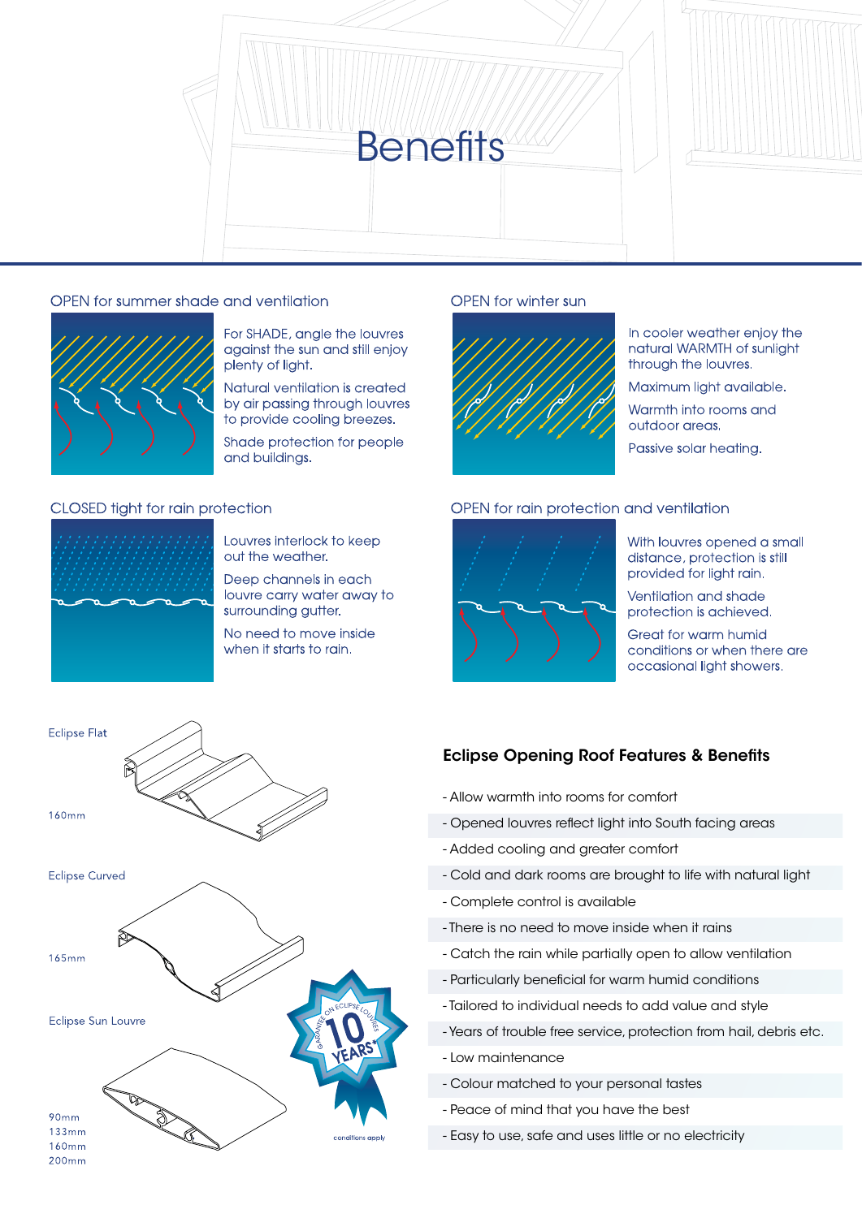# Benefits

## OPEN for summer shade and ventilation

For SHADE, angle the louvres against the sun and still enjoy plenty of light.

Natural ventilation is created by air passing through louvres to provide cooling breezes.

Shade protection for people and buildings.

## OPEN for winter sun

In cooler weather enjoy the natural WARMTH of sunlight through the louvres.

Maximum light available.

Warmth into rooms and outdoor areas.

Passive solar heating.

## CLOSED tight for rain protection

Louvres interlock to keep out the weather.

Deep channels in each louvre carry water away to surrounding gutter.

No need to move inside when it starts to rain.

## OPEN for rain protection and ventilation

With louvres opened a small distance, protection is still provided for light rain.

Ventilation and shade protection is achieved.

Great for warm humid conditions or when there are occasional light showers.

Eclipse Flat

160mm

Eclipse Curved

165mm

Eclipse Sun Louvre

90mm
133mm
160mm
200mm

GUARANTEE ON ECLIPSE LOUVRES 10 YEARS*

conditions apply

### Eclipse Opening Roof Features & Benefits

- Allow warmth into rooms for comfort
- Opened louvres reflect light into South facing areas
- Added cooling and greater comfort
- Cold and dark rooms are brought to life with natural light
- Complete control is available
- There is no need to move inside when it rains
- Catch the rain while partially open to allow ventilation
- Particularly beneficial for warm humid conditions
- Tailored to individual needs to add value and style
- Years of trouble free service, protection from hail, debris etc.
- Low maintenance
- Colour matched to your personal tastes
- Peace of mind that you have the best
- Easy to use, safe and uses little or no electricity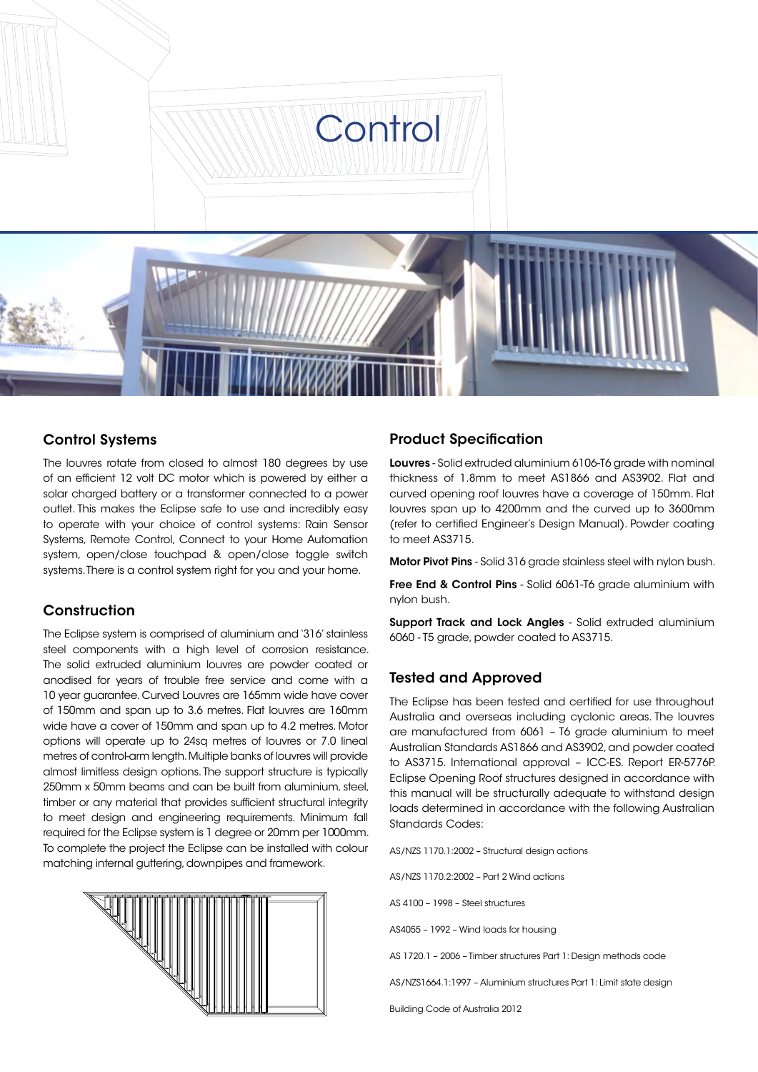# Control

## Control Systems

The louvres rotate from closed to almost 180 degrees by use of an efficient 12 volt DC motor which is powered by either a solar charged battery or a transformer connected to a power outlet. This makes the Eclipse safe to use and incredibly easy to operate with your choice of control systems: Rain Sensor Systems, Remote Control, Connect to your Home Automation system, open/close touchpad & open/close toggle switch systems. There is a control system right for you and your home.

## Construction

The Eclipse system is comprised of aluminium and '316' stainless steel components with a high level of corrosion resistance. The solid extruded aluminium louvres are powder coated or anodised for years of trouble free service and come with a 10 year guarantee. Curved Louvres are 165mm wide have cover of 150mm and span up to 3.6 metres. Flat louvres are 160mm wide have a cover of 150mm and span up to 4.2 metres. Motor options will operate up to 24sq metres of louvres or 7.0 lineal metres of control-arm length. Multiple banks of louvres will provide almost limitless design options. The support structure is typically 250mm x 50mm beams and can be built from aluminium, steel, timber or any material that provides sufficient structural integrity to meet design and engineering requirements. Minimum fall required for the Eclipse system is 1 degree or 20mm per 1000mm. To complete the project the Eclipse can be installed with colour matching internal guttering, downpipes and framework.

## Product Specification

**Louvres** - Solid extruded aluminium 6106-T6 grade with nominal thickness of 1.8mm to meet AS1866 and AS3902. Flat and curved opening roof louvres have a coverage of 150mm. Flat louvres span up to 4200mm and the curved up to 3600mm (refer to certified Engineer's Design Manual). Powder coating to meet AS3715.

**Motor Pivot Pins** - Solid 316 grade stainless steel with nylon bush.

**Free End & Control Pins** - Solid 6061-T6 grade aluminium with nylon bush.

**Support Track and Lock Angles** - Solid extruded aluminium 6060 - T5 grade, powder coated to AS3715.

## Tested and Approved

The Eclipse has been tested and certified for use throughout Australia and overseas including cyclonic areas. The louvres are manufactured from 6061 – T6 grade aluminium to meet Australian Standards AS1866 and AS3902, and powder coated to AS3715. International approval – ICC-ES. Report ER-5776P. Eclipse Opening Roof structures designed in accordance with this manual will be structurally adequate to withstand design loads determined in accordance with the following Australian Standards Codes:

AS/NZS 1170.1:2002 – Structural design actions

AS/NZS 1170.2:2002 – Part 2 Wind actions

AS 4100 – 1998 – Steel structures

AS4055 – 1992 – Wind loads for housing

AS 1720.1 – 2006 – Timber structures Part 1: Design methods code

AS/NZS1664.1:1997 – Aluminium structures Part 1: Limit state design

Building Code of Australia 2012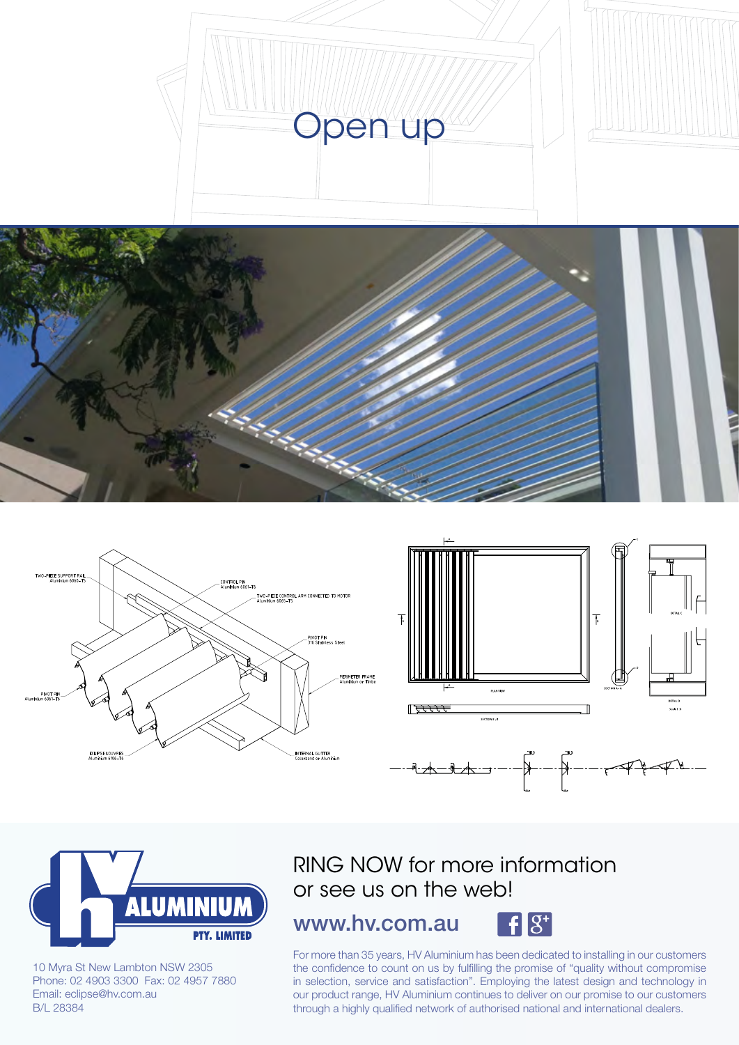# Open up

TWO-PIECE SUPPORT RAIL
Aluminium 6065-T5

CONTROL PIN
Aluminium 6061-T6

TWO-PIECE CONTROL ARM CONNECTED TO MOTOR
Aluminium 6065-T5

PIVOT PIN
316 Stainless Steel

PERIMETER FRAME
Aluminium or Timber

PIVOT PIN
Aluminium 6061-T6

ECLIPSE LOUVRES
Aluminium 6106-T6

INTERNAL GUTTER
Colorbond or Aluminium

PLAN VIEW

SECTION A-A

SECTION B-B

DETAIL C

DETAIL D

RING NOW for more information
or see us on the web!

**www.hv.com.au**

For more than 35 years, HV Aluminium has been dedicated to installing in our customers the confidence to count on us by fulfilling the promise of "quality without compromise in selection, service and satisfaction". Employing the latest design and technology in our product range, HV Aluminium continues to deliver on our promise to our customers through a highly qualified network of authorised national and international dealers.

HV ALUMINIUM PTY. LIMITED

10 Myra St New Lambton NSW 2305
Phone: 02 4903 3300 Fax: 02 4957 7880
Email: eclipse@hv.com.au
B/L 28384